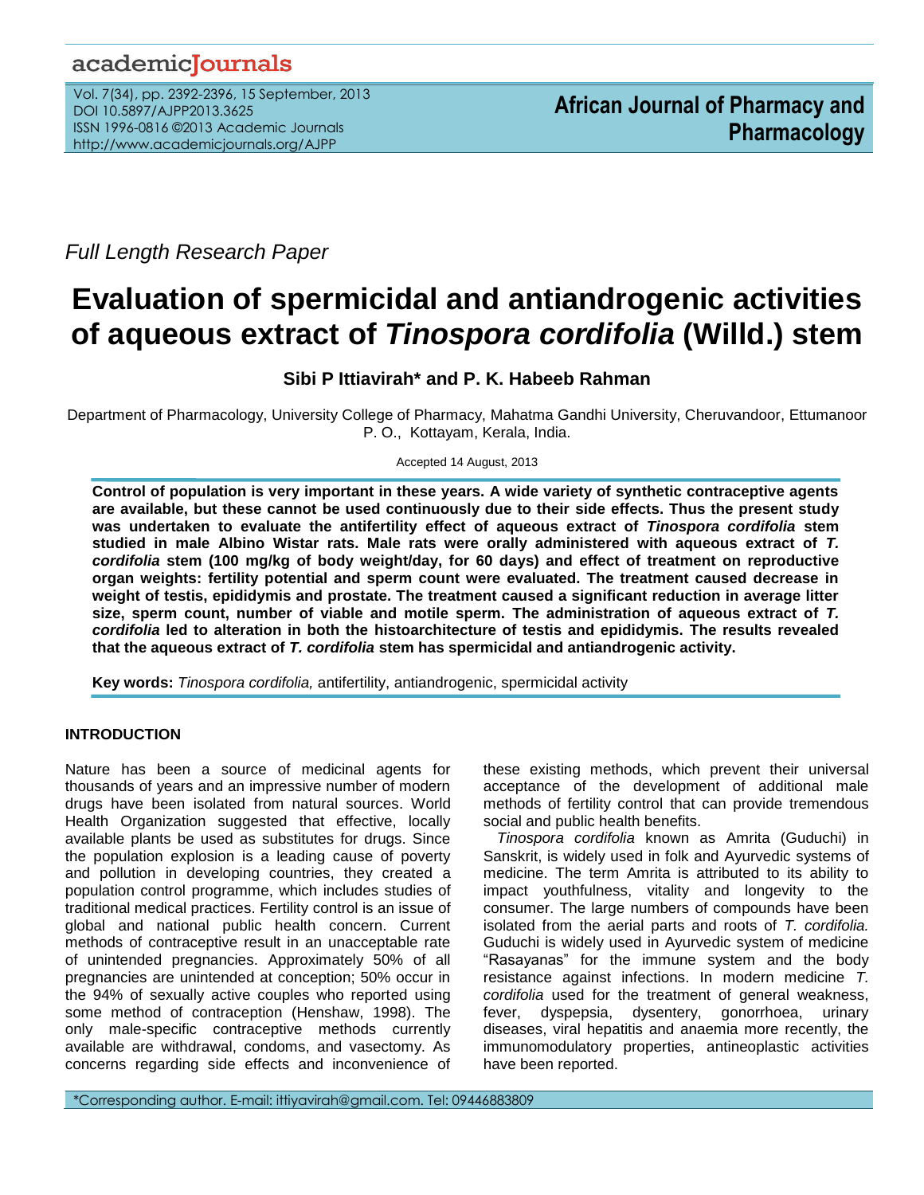*Full Length Research Paper*

# Evaluation of spermicidal and antiandrogenic activities of aqueous extract of *Tinospora cordifolia* (Willd.) stem

**Sibi P Ittiavirah\* and P. K. Habeeb Rahman**

Department of Pharmacology, University College of Pharmacy, Mahatma Gandhi University, Cheruvandoor, Ettumanoor P. O., Kottayam, Kerala, India.

Accepted 14 August, 2013

**Control of population is very important in these years. A wide variety of synthetic contraceptive agents are available, but these cannot be used continuously due to their side effects. Thus the present study was undertaken to evaluate the antifertility effect of aqueous extract of *Tinospora cordifolia* stem studied in male Albino Wistar rats. Male rats were orally administered with aqueous extract of *T. cordifolia* stem (100 mg/kg of body weight/day, for 60 days) and effect of treatment on reproductive organ weights: fertility potential and sperm count were evaluated. The treatment caused decrease in weight of testis, epididymis and prostate. The treatment caused a significant reduction in average litter size, sperm count, number of viable and motile sperm. The administration of aqueous extract of *T. cordifolia* led to alteration in both the histoarchitecture of testis and epididymis. The results revealed that the aqueous extract of *T. cordifolia* stem has spermicidal and antiandrogenic activity.**

**Key words:** *Tinospora cordifolia,* antifertility, antiandrogenic, spermicidal activity

## INTRODUCTION

Nature has been a source of medicinal agents for thousands of years and an impressive number of modern drugs have been isolated from natural sources. World Health Organization suggested that effective, locally available plants be used as substitutes for drugs. Since the population explosion is a leading cause of poverty and pollution in developing countries, they created a population control programme, which includes studies of traditional medical practices. Fertility control is an issue of global and national public health concern. Current methods of contraceptive result in an unacceptable rate of unintended pregnancies. Approximately 50% of all pregnancies are unintended at conception; 50% occur in the 94% of sexually active couples who reported using some method of contraception (Henshaw, 1998). The only male-specific contraceptive methods currently available are withdrawal, condoms, and vasectomy. As concerns regarding side effects and inconvenience of these existing methods, which prevent their universal acceptance of the development of additional male methods of fertility control that can provide tremendous social and public health benefits.

*Tinospora cordifolia* known as Amrita (Guduchi) in Sanskrit, is widely used in folk and Ayurvedic systems of medicine. The term Amrita is attributed to its ability to impact youthfulness, vitality and longevity to the consumer. The large numbers of compounds have been isolated from the aerial parts and roots of *T. cordifolia.* Guduchi is widely used in Ayurvedic system of medicine "Rasayanas" for the immune system and the body resistance against infections. In modern medicine *T. cordifolia* used for the treatment of general weakness, fever, dyspepsia, dysentery, gonorrhoea, urinary diseases, viral hepatitis and anaemia more recently, the immunomodulatory properties, antineoplastic activities have been reported.

\*Corresponding author. E-mail: ittiyavirah@gmail.com. Tel: 09446883809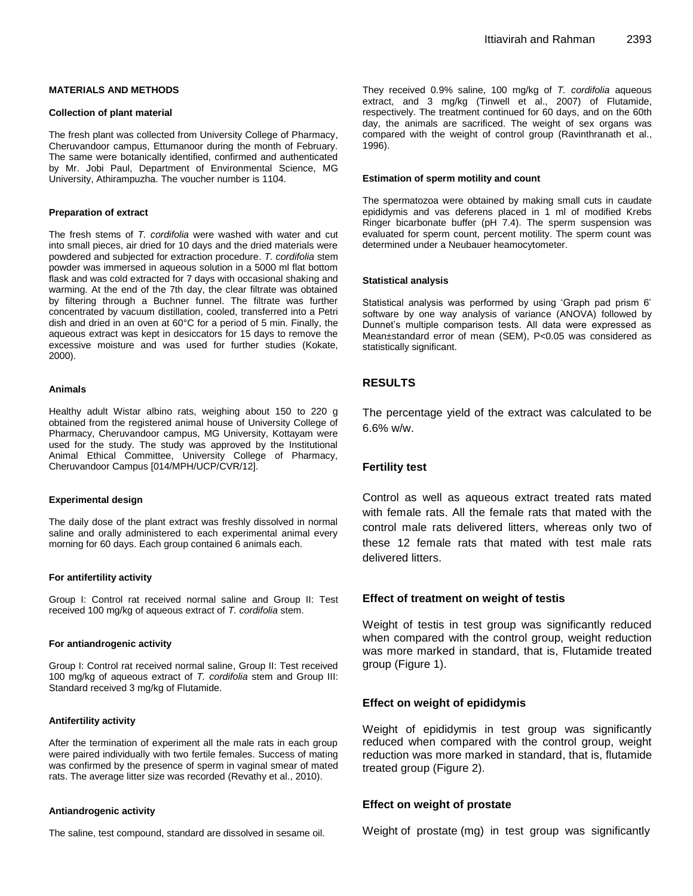## MATERIALS AND METHODS

### Collection of plant material

The fresh plant was collected from University College of Pharmacy, Cheruvandoor campus, Ettumanoor during the month of February. The same were botanically identified, confirmed and authenticated by Mr. Jobi Paul, Department of Environmental Science, MG University, Athirampuzha. The voucher number is 1104.

### Preparation of extract

The fresh stems of *T. cordifolia* were washed with water and cut into small pieces, air dried for 10 days and the dried materials were powdered and subjected for extraction procedure. *T. cordifolia* stem powder was immersed in aqueous solution in a 5000 ml flat bottom flask and was cold extracted for 7 days with occasional shaking and warming. At the end of the 7th day, the clear filtrate was obtained by filtering through a Buchner funnel. The filtrate was further concentrated by vacuum distillation, cooled, transferred into a Petri dish and dried in an oven at 60°C for a period of 5 min. Finally, the aqueous extract was kept in desiccators for 15 days to remove the excessive moisture and was used for further studies (Kokate, 2000).

### Animals

Healthy adult Wistar albino rats, weighing about 150 to 220 g obtained from the registered animal house of University College of Pharmacy, Cheruvandoor campus, MG University, Kottayam were used for the study. The study was approved by the Institutional Animal Ethical Committee, University College of Pharmacy, Cheruvandoor Campus [014/MPH/UCP/CVR/12].

### Experimental design

The daily dose of the plant extract was freshly dissolved in normal saline and orally administered to each experimental animal every morning for 60 days. Each group contained 6 animals each.

#### For antifertility activity

Group I: Control rat received normal saline and Group II: Test received 100 mg/kg of aqueous extract of *T. cordifolia* stem.

#### For antiandrogenic activity

Group I: Control rat received normal saline, Group II: Test received 100 mg/kg of aqueous extract of *T. cordifolia* stem and Group III: Standard received 3 mg/kg of Flutamide.

### Antifertility activity

After the termination of experiment all the male rats in each group were paired individually with two fertile females. Success of mating was confirmed by the presence of sperm in vaginal smear of mated rats. The average litter size was recorded (Revathy et al., 2010).

### Antiandrogenic activity

The saline, test compound, standard are dissolved in sesame oil. They received 0.9% saline, 100 mg/kg of *T. cordifolia* aqueous extract, and 3 mg/kg (Tinwell et al., 2007) of Flutamide, respectively. The treatment continued for 60 days, and on the 60th day, the animals are sacrificed. The weight of sex organs was compared with the weight of control group (Ravinthranath et al., 1996).

### Estimation of sperm motility and count

The spermatozoa were obtained by making small cuts in caudate epididymis and vas deferens placed in 1 ml of modified Krebs Ringer bicarbonate buffer (pH 7.4). The sperm suspension was evaluated for sperm count, percent motility. The sperm count was determined under a Neubauer heamocytometer.

### Statistical analysis

Statistical analysis was performed by using 'Graph pad prism 6' software by one way analysis of variance (ANOVA) followed by Dunnet's multiple comparison tests. All data were expressed as Mean±standard error of mean (SEM), $P<0.05$ was considered as statistically significant.

## RESULTS

The percentage yield of the extract was calculated to be 6.6% w/w.

### Fertility test

Control as well as aqueous extract treated rats mated with female rats. All the female rats that mated with the control male rats delivered litters, whereas only two of these 12 female rats that mated with test male rats delivered litters.

### Effect of treatment on weight of testis

Weight of testis in test group was significantly reduced when compared with the control group, weight reduction was more marked in standard, that is, Flutamide treated group (Figure 1).

### Effect on weight of epididymis

Weight of epididymis in test group was significantly reduced when compared with the control group, weight reduction was more marked in standard, that is, flutamide treated group (Figure 2).

### Effect on weight of prostate

Weight of prostate (mg) in test group was significantly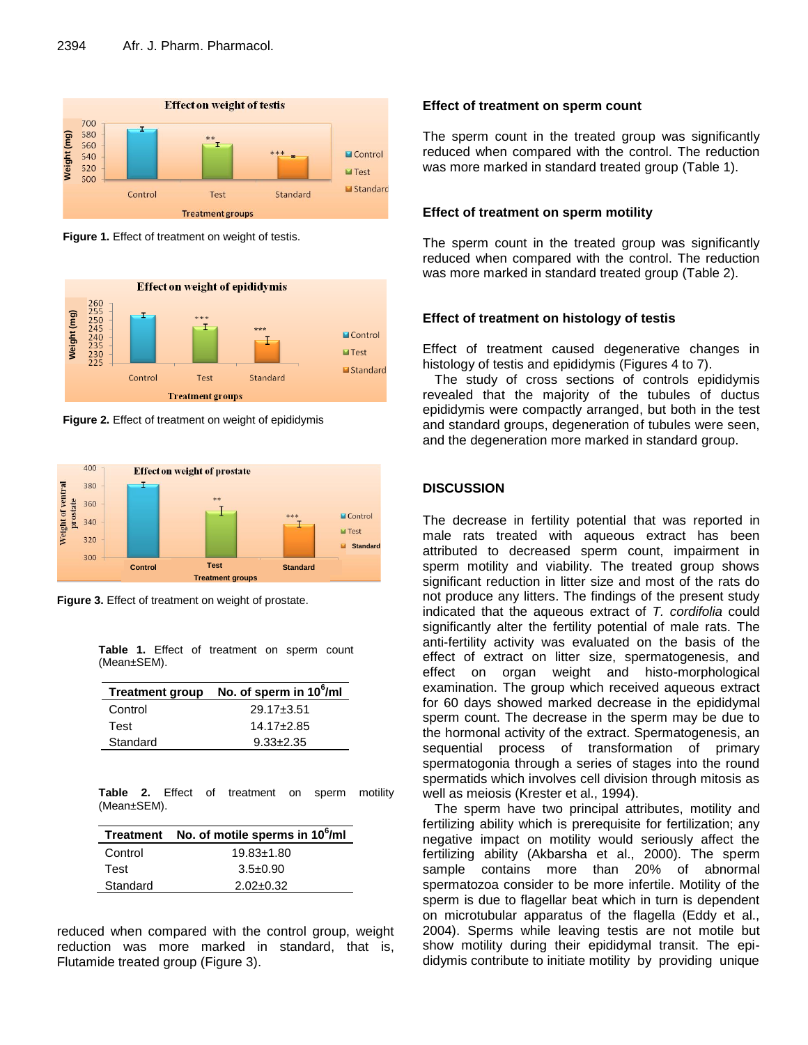Figure 1. Effect of treatment on weight of testis.

Figure 2. Effect of treatment on weight of epididymis

Figure 3. Effect of treatment on weight of prostate.

**Table 1.** Effect of treatment on sperm count (Mean±SEM).

| Treatment group | No. of sperm in $10^6$/ml |
|---|---|
| Control | 29.17±3.51 |
| Test | 14.17±2.85 |
| Standard | 9.33±2.35 |

**Table 2.** Effect of treatment on sperm motility (Mean±SEM).

| Treatment | No. of motile sperms in $10^6$/ml |
|---|---|
| Control | 19.83±1.80 |
| Test | 3.5±0.90 |
| Standard | 2.02±0.32 |

reduced when compared with the control group, weight reduction was more marked in standard, that is, Flutamide treated group (Figure 3).

### Effect of treatment on sperm count

The sperm count in the treated group was significantly reduced when compared with the control. The reduction was more marked in standard treated group (Table 1).

### Effect of treatment on sperm motility

The sperm count in the treated group was significantly reduced when compared with the control. The reduction was more marked in standard treated group (Table 2).

### Effect of treatment on histology of testis

Effect of treatment caused degenerative changes in histology of testis and epididymis (Figures 4 to 7).

The study of cross sections of controls epididymis revealed that the majority of the tubules of ductus epididymis were compactly arranged, but both in the test and standard groups, degeneration of tubules were seen, and the degeneration more marked in standard group.

## DISCUSSION

The decrease in fertility potential that was reported in male rats treated with aqueous extract has been attributed to decreased sperm count, impairment in sperm motility and viability. The treated group shows significant reduction in litter size and most of the rats do not produce any litters. The findings of the present study indicated that the aqueous extract of *T. cordifolia* could significantly alter the fertility potential of male rats. The anti-fertility activity was evaluated on the basis of the effect of extract on litter size, spermatogenesis, and effect on organ weight and histo-morphological examination. The group which received aqueous extract for 60 days showed marked decrease in the epididymal sperm count. The decrease in the sperm may be due to the hormonal activity of the extract. Spermatogenesis, an sequential process of transformation of primary spermatogonia through a series of stages into the round spermatids which involves cell division through mitosis as well as meiosis (Krester et al., 1994).

The sperm have two principal attributes, motility and fertilizing ability which is prerequisite for fertilization; any negative impact on motility would seriously affect the fertilizing ability (Akbarsha et al., 2000). The sperm sample contains more than 20% of abnormal spermatozoa consider to be more infertile. Motility of the sperm is due to flagellar beat which in turn is dependent on microtubular apparatus of the flagella (Eddy et al., 2004). Sperms while leaving testis are not motile but show motility during their epididymal transit. The epididymis contribute to initiate motility by providing unique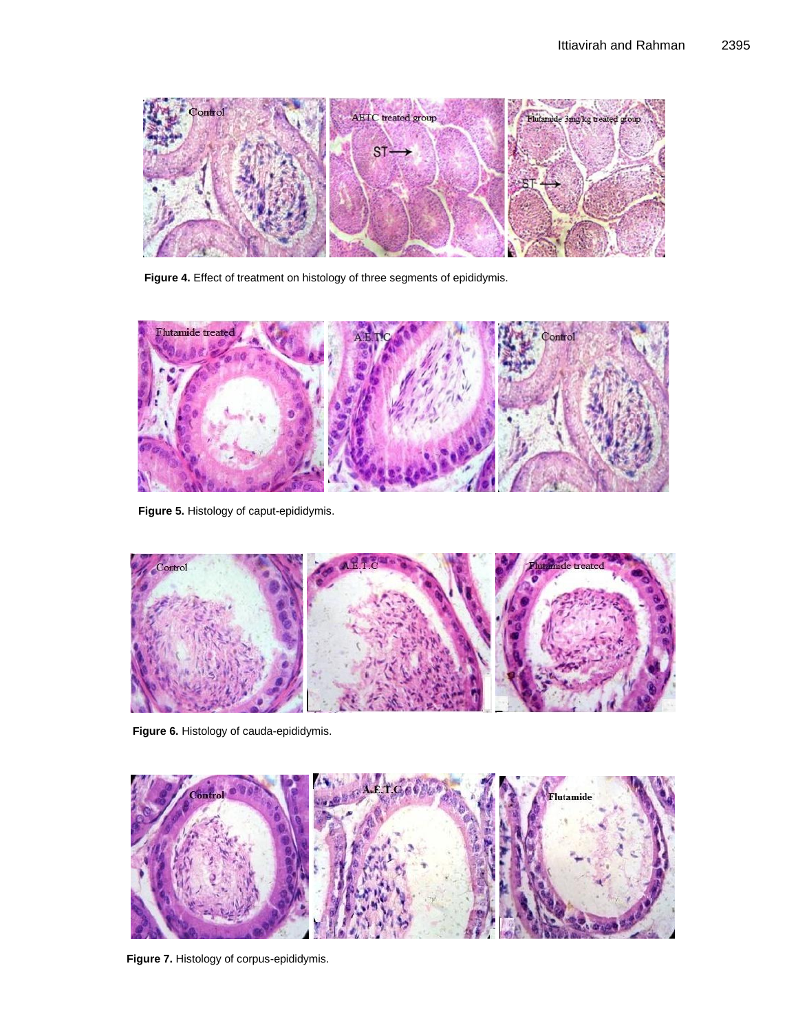**Figure 4.** Effect of treatment on histology of three segments of epididymis.

**Figure 5.** Histology of caput-epididymis.

**Figure 6.** Histology of cauda-epididymis.

**Figure 7.** Histology of corpus-epididymis.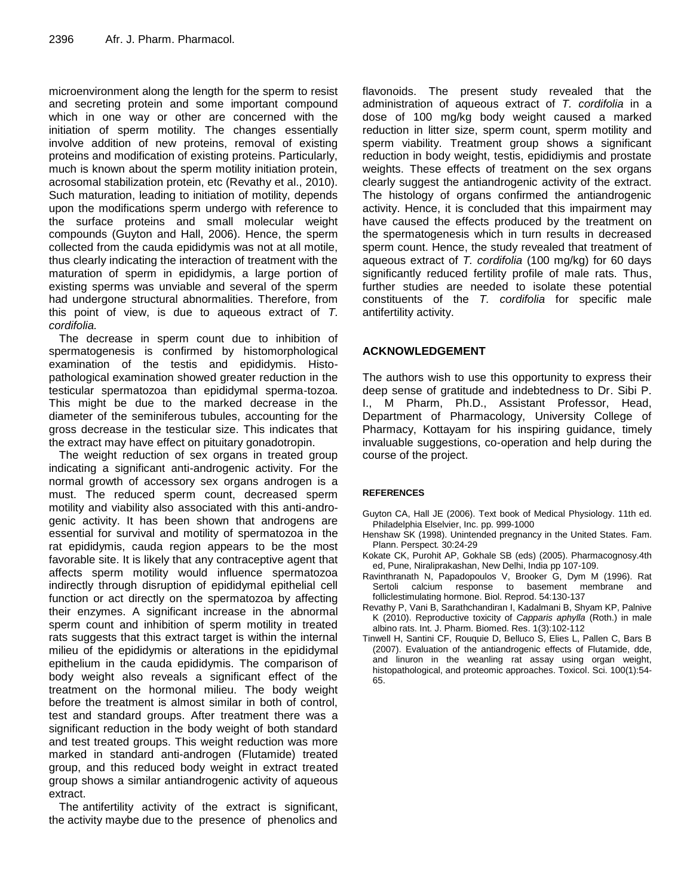microenvironment along the length for the sperm to resist and secreting protein and some important compound which in one way or other are concerned with the initiation of sperm motility. The changes essentially involve addition of new proteins, removal of existing proteins and modification of existing proteins. Particularly, much is known about the sperm motility initiation protein, acrosomal stabilization protein, etc (Revathy et al., 2010). Such maturation, leading to initiation of motility, depends upon the modifications sperm undergo with reference to the surface proteins and small molecular weight compounds (Guyton and Hall, 2006). Hence, the sperm collected from the cauda epididymis was not at all motile, thus clearly indicating the interaction of treatment with the maturation of sperm in epididymis, a large portion of existing sperms was unviable and several of the sperm had undergone structural abnormalities. Therefore, from this point of view, is due to aqueous extract of *T. cordifolia.*

The decrease in sperm count due to inhibition of spermatogenesis is confirmed by histomorphological examination of the testis and epididymis. Histo-pathological examination showed greater reduction in the testicular spermatozoa than epididymal sperma-tozoa. This might be due to the marked decrease in the diameter of the seminiferous tubules, accounting for the gross decrease in the testicular size. This indicates that the extract may have effect on pituitary gonadotropin.

The weight reduction of sex organs in treated group indicating a significant anti-androgenic activity. For the normal growth of accessory sex organs androgen is a must. The reduced sperm count, decreased sperm motility and viability also associated with this anti-andro-genic activity. It has been shown that androgens are essential for survival and motility of spermatozoa in the rat epididymis, cauda region appears to be the most favorable site. It is likely that any contraceptive agent that affects sperm motility would influence spermatozoa indirectly through disruption of epididymal epithelial cell function or act directly on the spermatozoa by affecting their enzymes. A significant increase in the abnormal sperm count and inhibition of sperm motility in treated rats suggests that this extract target is within the internal milieu of the epididymis or alterations in the epididymal epithelium in the cauda epididymis. The comparison of body weight also reveals a significant effect of the treatment on the hormonal milieu. The body weight before the treatment is almost similar in both of control, test and standard groups. After treatment there was a significant reduction in the body weight of both standard and test treated groups. This weight reduction was more marked in standard anti-androgen (Flutamide) treated group, and this reduced body weight in extract treated group shows a similar antiandrogenic activity of aqueous extract.

The antifertility activity of the extract is significant, the activity maybe due to the presence of phenolics and flavonoids. The present study revealed that the administration of aqueous extract of *T. cordifolia* in a dose of 100 mg/kg body weight caused a marked reduction in litter size, sperm count, sperm motility and sperm viability. Treatment group shows a significant reduction in body weight, testis, epididiymis and prostate weights. These effects of treatment on the sex organs clearly suggest the antiandrogenic activity of the extract. The histology of organs confirmed the antiandrogenic activity. Hence, it is concluded that this impairment may have caused the effects produced by the treatment on the spermatogenesis which in turn results in decreased sperm count. Hence, the study revealed that treatment of aqueous extract of *T. cordifolia* (100 mg/kg) for 60 days significantly reduced fertility profile of male rats. Thus, further studies are needed to isolate these potential constituents of the *T. cordifolia* for specific male antifertility activity.

## ACKNOWLEDGEMENT

The authors wish to use this opportunity to express their deep sense of gratitude and indebtedness to Dr. Sibi P. I., M Pharm, Ph.D., Assistant Professor, Head, Department of Pharmacology, University College of Pharmacy, Kottayam for his inspiring guidance, timely invaluable suggestions, co-operation and help during the course of the project.

## REFERENCES

Guyton CA, Hall JE (2006). Text book of Medical Physiology. 11th ed. Philadelphia Elselvier, Inc. pp. 999-1000

Henshaw SK (1998). Unintended pregnancy in the United States. Fam. Plann. Perspect. 30:24-29

Kokate CK, Purohit AP, Gokhale SB (eds) (2005). Pharmacognosy.4th ed, Pune, Niraliprakashan, New Delhi, India pp 107-109.

Ravinthranath N, Papadopoulos V, Brooker G, Dym M (1996). Rat Sertoli calcium response to basement membrane and folliclestimulating hormone. Biol. Reprod. 54:130-137

Revathy P, Vani B, Sarathchandiran I, Kadalmani B, Shyam KP, Palnive K (2010). Reproductive toxicity of *Capparis aphylla* (Roth.) in male albino rats. Int. J. Pharm. Biomed. Res. 1(3):102-112

Tinwell H, Santini CF, Rouquie D, Belluco S, Elies L, Pallen C, Bars B (2007). Evaluation of the antiandrogenic effects of Flutamide, dde, and linuron in the weanling rat assay using organ weight, histopathological, and proteomic approaches. Toxicol. Sci. 100(1):54-65.